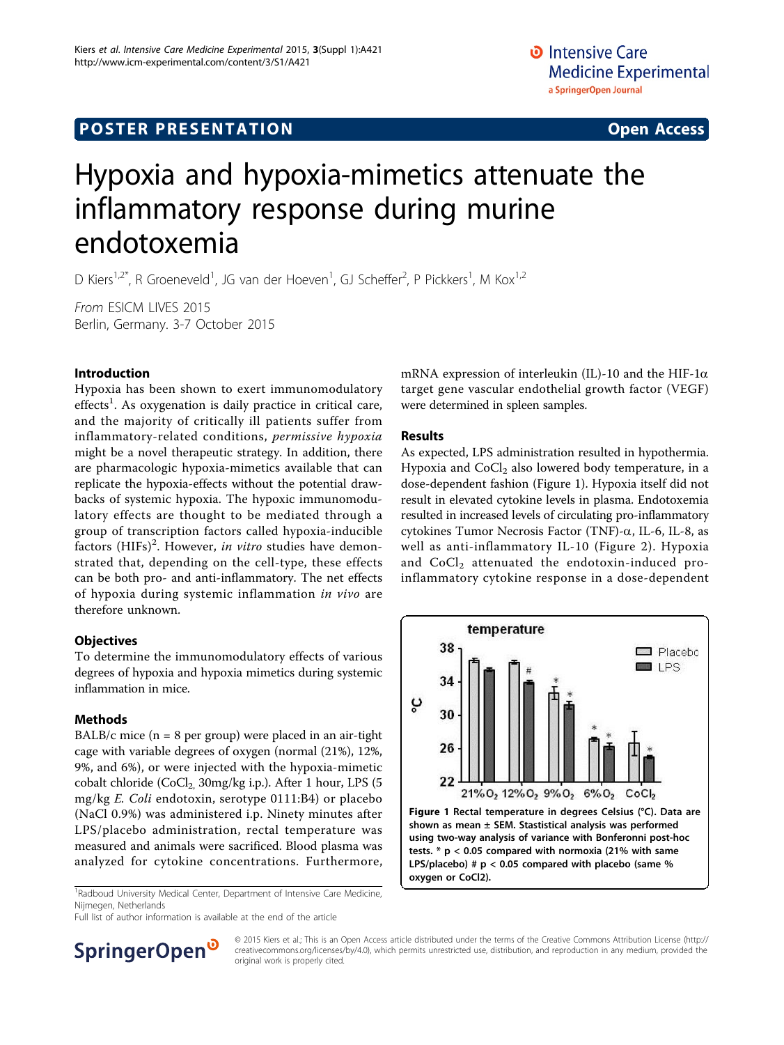POSTER PRESENTATION | Open Access

# Hypoxia and hypoxia-mimetics attenuate the inflammatory response during murine endotoxemia

D Kiers[1,2*], R Groeneveld[1], JG van der Hoeven[1], GJ Scheffer[2], P Pickkers[1], M Kox[1,2]

*From* ESICM LIVES 2015
Berlin, Germany. 3-7 October 2015

## Introduction

Hypoxia has been shown to exert immunomodulatory effects[1]. As oxygenation is daily practice in critical care, and the majority of critically ill patients suffer from inflammatory-related conditions, *permissive hypoxia* might be a novel therapeutic strategy. In addition, there are pharmacologic hypoxia-mimetics available that can replicate the hypoxia-effects without the potential drawbacks of systemic hypoxia. The hypoxic immunomodulatory effects are thought to be mediated through a group of transcription factors called hypoxia-inducible factors (HIFs)[2]. However, *in vitro* studies have demonstrated that, depending on the cell-type, these effects can be both pro- and anti-inflammatory. The net effects of hypoxia during systemic inflammation *in vivo* are therefore unknown.

## Objectives

To determine the immunomodulatory effects of various degrees of hypoxia and hypoxia mimetics during systemic inflammation in mice.

## Methods

BALB/c mice (n = 8 per group) were placed in an air-tight cage with variable degrees of oxygen (normal (21%), 12%, 9%, and 6%), or were injected with the hypoxia-mimetic cobalt chloride ($CoCl_2$, 30mg/kg i.p.). After 1 hour, LPS (5 mg/kg *E. Coli* endotoxin, serotype 0111:B4) or placebo (NaCl 0.9%) was administered i.p. Ninety minutes after LPS/placebo administration, rectal temperature was measured and animals were sacrificed. Blood plasma was analyzed for cytokine concentrations. Furthermore, mRNA expression of interleukin (IL)-10 and the HIF-1α target gene vascular endothelial growth factor (VEGF) were determined in spleen samples.

## Results

As expected, LPS administration resulted in hypothermia. Hypoxia and $CoCl_2$ also lowered body temperature, in a dose-dependent fashion (Figure 1). Hypoxia itself did not result in elevated cytokine levels in plasma. Endotoxemia resulted in increased levels of circulating pro-inflammatory cytokines Tumor Necrosis Factor (TNF)-α, IL-6, IL-8, as well as anti-inflammatory IL-10 (Figure 2). Hypoxia and $CoCl_2$ attenuated the endotoxin-induced pro-inflammatory cytokine response in a dose-dependent

**Figure 1 Rectal temperature in degrees Celsius (°C). Data are shown as mean ± SEM. Stastistical analysis was performed using two-way analysis of variance with Bonferonni post-hoc tests. * p < 0.05 compared with normoxia (21% with same LPS/placebo) # p < 0.05 compared with placebo (same % oxygen or CoCl2).**

[1]Radboud University Medical Center, Department of Intensive Care Medicine, Nijmegen, Netherlands
Full list of author information is available at the end of the article

© 2015 Kiers et al.; This is an Open Access article distributed under the terms of the Creative Commons Attribution License (http://creativecommons.org/licenses/by/4.0), which permits unrestricted use, distribution, and reproduction in any medium, provided the original work is properly cited.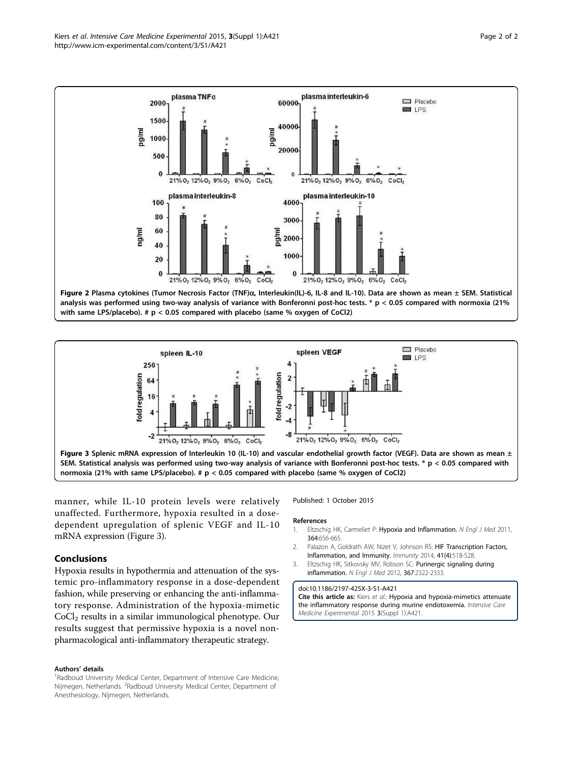plasma TNFα

2000, 1500, 1000, 500, 0

pg/ml

21% $O_2$ 12% $O_2$ 9% $O_2$ 6% $O_2$ $CoCl_2$

plasma interleukin-6

60000, 40000, 20000, 0

pg/ml

21% $O_2$ 12% $O_2$ 9% $O_2$ 6% $O_2$ $CoCl_2$

Placebo

LPS

plasma interleukin-8

100, 80, 60, 40, 20, 0

ng/ml

21% $O_2$ 12% $O_2$ 9% $O_2$ 6% $O_2$ $CoCl_2$

plasma interleukin-10

4000, 3000, 2000, 1000, 0

pg/ml

21% $O_2$ 12% $O_2$ 9% $O_2$ 6% $O_2$ $CoCl_2$

**Figure 2** Plasma cytokines (Tumor Necrosis Factor (TNF)α, Interleukin(IL)-6, IL-8 and IL-10). Data are shown as mean ± SEM. Statistical analysis was performed using two-way analysis of variance with Bonferonni post-hoc tests. * p < 0.05 compared with normoxia (21% with same LPS/placebo). # p < 0.05 compared with placebo (same % oxygen of CoCl2)

spleen IL-10

256, 64, 16, 4, -2

fold regulation

21% $O_2$ 12% $O_2$ 9% $O_2$ 6% $O_2$ $CoCl_2$

spleen VEGF

4, 2, -2, -4, -8

fold regulation

21% $O_2$ 12% $O_2$ 9% $O_2$ 6% $O_2$ $CoCl_2$

Placebo

LPS

**Figure 3** Splenic mRNA expression of Interleukin 10 (IL-10) and vascular endothelial growth factor (VEGF). Data are shown as mean ± SEM. Statistical analysis was performed using two-way analysis of variance with Bonferonni post-hoc tests. * p < 0.05 compared with normoxia (21% with same LPS/placebo). # p < 0.05 compared with placebo (same % oxygen of CoCl2)

manner, while IL-10 protein levels were relatively unaffected. Furthermore, hypoxia resulted in a dose-dependent upregulation of splenic VEGF and IL-10 mRNA expression (Figure 3).

## Conclusions

Hypoxia results in hypothermia and attenuation of the systemic pro-inflammatory response in a dose-dependent fashion, while preserving or enhancing the anti-inflammatory response. Administration of the hypoxia-mimetic $CoCl_2$ results in a similar immunological phenotype. Our results suggest that permissive hypoxia is a novel non-pharmacological anti-inflammatory therapeutic strategy.

#### Authors' details

[1]Radboud University Medical Center, Department of Intensive Care Medicine, Nijmegen, Netherlands. [2]Radboud University Medical Center, Department of Anesthesiology, Nijmegen, Netherlands.

Published: 1 October 2015

#### References

1. Eltzschig HK, Carmeliet P: **Hypoxia and Inflammation.** *N Engl J Med* 2011, **364**:656-665.
2. Palazon A, Goldrath AW, Nizet V, Johnson RS: **HIF Transcription Factors, Inflammation, and Immunity.** *Immunity* 2014, **41(4)**:518-528.
3. Eltzschig HK, Sitkovsky MV, Robson SC: **Purinergic signaling during inflammation.** *N Engl J Med* 2012, **367**:2322-2333.

doi:10.1186/2197-425X-3-S1-A421

**Cite this article as:** Kiers *et al.*: Hypoxia and hypoxia-mimetics attenuate the inflammatory response during murine endotoxemia. *Intensive Care Medicine Experimental* 2015 **3**(Suppl 1):A421.